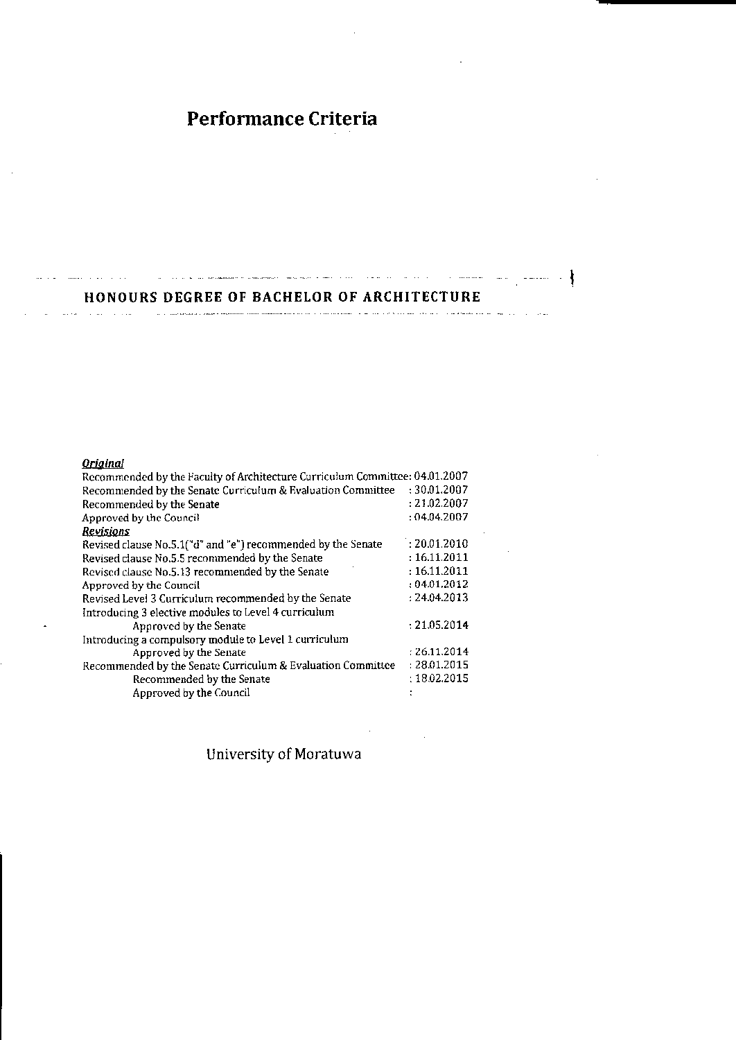# Performance Criteria

## HONOURS DEGREE OF BACHELOR OF ARCHITECTURE

***Original***

| | |
|---|---|
| Recommended by the Faculty of Architecture Curriculum Committee | : 04.01.2007 |
| Recommended by the Senate Curriculum & Evaluation Committee | : 30.01.2007 |
| Recommended by the Senate | : 21.02.2007 |
| Approved by the Council | : 04.04.2007 |

***Revisions***

| | |
|---|---|
| Revised clause No.5.1("d" and "e") recommended by the Senate | : 20.01.2010 |
| Revised clause No.5.5 recommended by the Senate | : 16.11.2011 |
| Revised clause No.5.13 recommended by the Senate | : 16.11.2011 |
| Approved by the Council | : 04.01.2012 |
| Revised Level 3 Curriculum recommended by the Senate | : 24.04.2013 |
| Introducing 3 elective modules to Level 4 curriculum Approved by the Senate | : 21.05.2014 |
| Introducing a compulsory module to Level 1 curriculum Approved by the Senate | : 26.11.2014 |
| Recommended by the Senate Curriculum & Evaluation Committee | : 28.01.2015 |
| Recommended by the Senate | : 18.02.2015 |
| Approved by the Council | : |

University of Moratuwa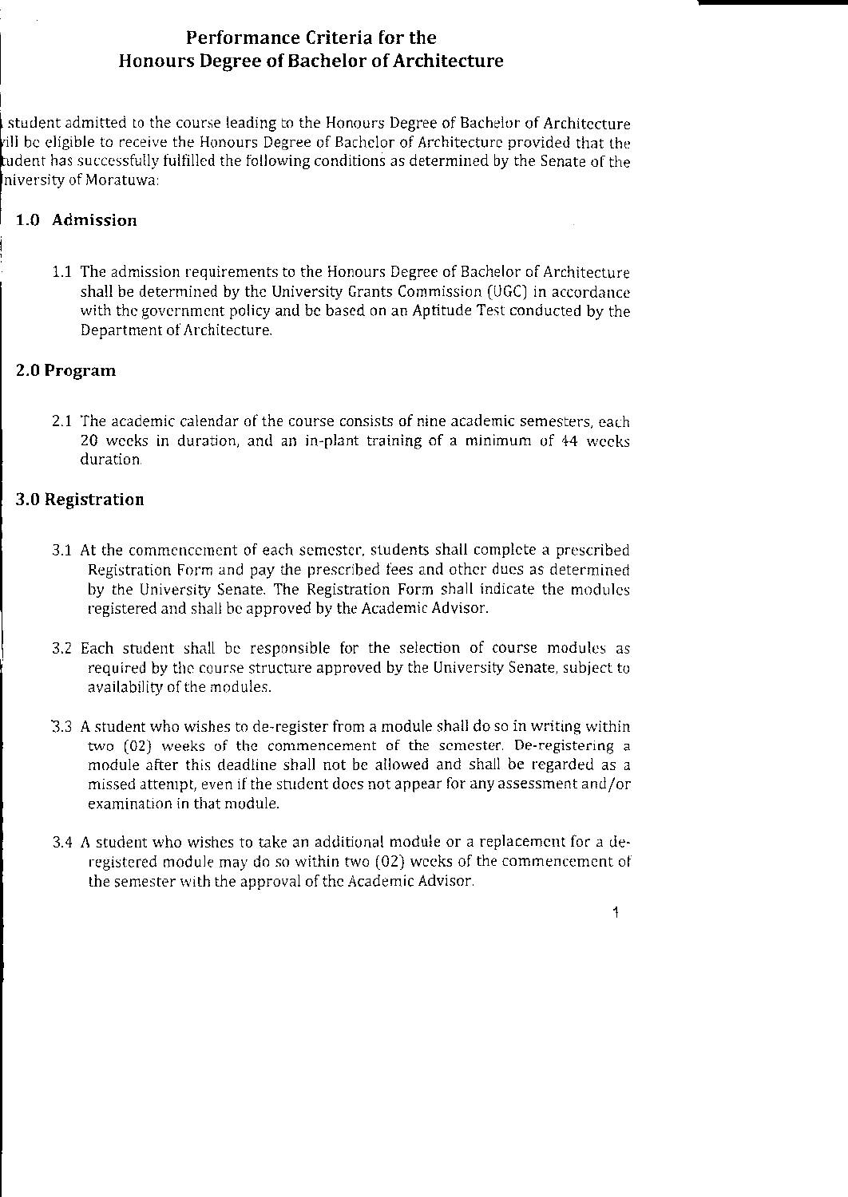# Performance Criteria for the Honours Degree of Bachelor of Architecture

student admitted to the course leading to the Honours Degree of Bachelor of Architecture ill be eligible to receive the Honours Degree of Bachelor of Architecture provided that the udent has successfully fulfilled the following conditions as determined by the Senate of the niversity of Moratuwa:

## 1.0 Admission

1.1 The admission requirements to the Honours Degree of Bachelor of Architecture shall be determined by the University Grants Commission (UGC) in accordance with the government policy and be based on an Aptitude Test conducted by the Department of Architecture.

## 2.0 Program

2.1 The academic calendar of the course consists of nine academic semesters, each 20 weeks in duration, and an in-plant training of a minimum of 44 weeks duration.

## 3.0 Registration

3.1 At the commencement of each semester, students shall complete a prescribed Registration Form and pay the prescribed fees and other dues as determined by the University Senate. The Registration Form shall indicate the modules registered and shall be approved by the Academic Advisor.

3.2 Each student shall be responsible for the selection of course modules as required by the course structure approved by the University Senate, subject to availability of the modules.

3.3 A student who wishes to de-register from a module shall do so in writing within two (02) weeks of the commencement of the semester. De-registering a module after this deadline shall not be allowed and shall be regarded as a missed attempt, even if the student does not appear for any assessment and/or examination in that module.

3.4 A student who wishes to take an additional module or a replacement for a de-registered module may do so within two (02) weeks of the commencement of the semester with the approval of the Academic Advisor.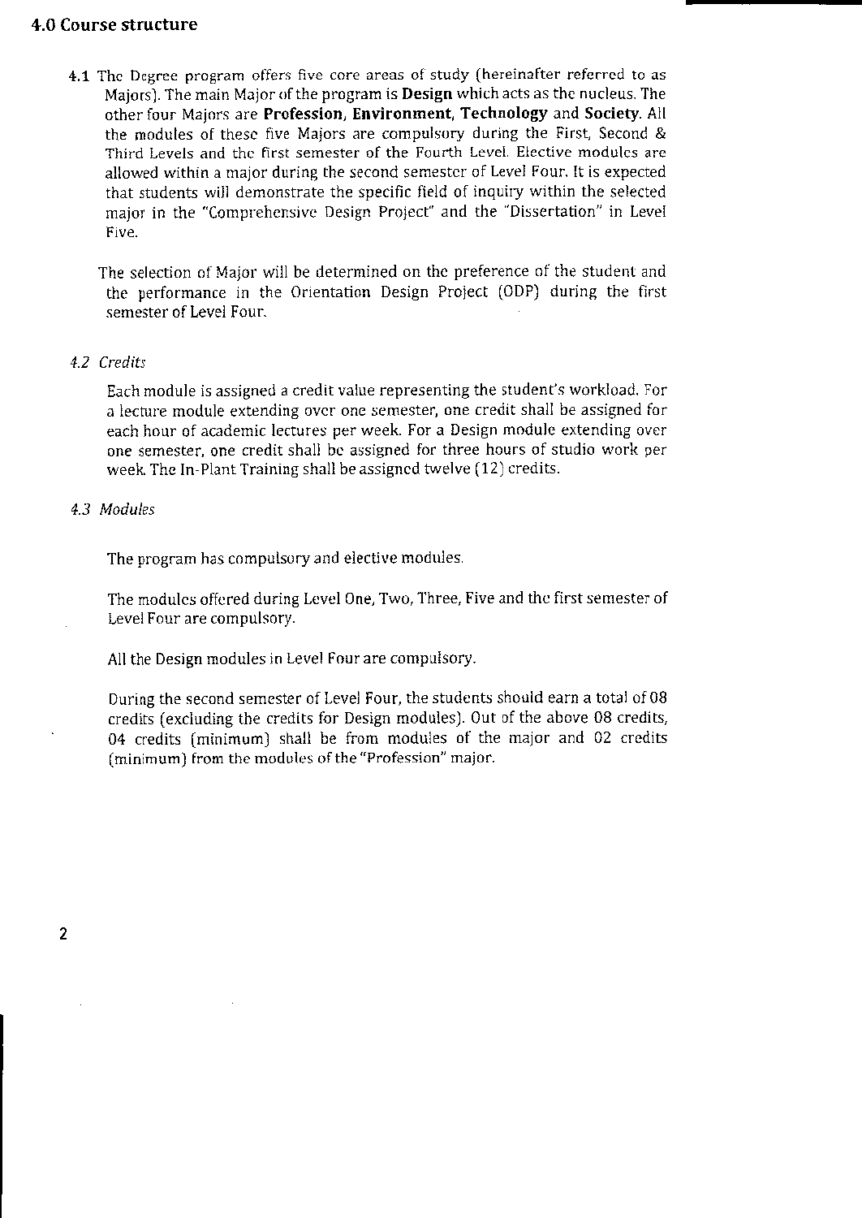## 4.0 Course structure

**4.1** The Degree program offers five core areas of study (hereinafter referred to as Majors). The main Major of the program is **Design** which acts as the nucleus. The other four Majors are **Profession, Environment, Technology** and **Society**. All the modules of these five Majors are compulsory during the First, Second & Third Levels and the first semester of the Fourth Level. Elective modules are allowed within a major during the second semester of Level Four. It is expected that students will demonstrate the specific field of inquiry within the selected major in the "Comprehensive Design Project" and the "Dissertation" in Level Five.

The selection of Major will be determined on the preference of the student and the performance in the Orientation Design Project (ODP) during the first semester of Level Four.

*4.2 Credits*

Each module is assigned a credit value representing the student's workload. For a lecture module extending over one semester, one credit shall be assigned for each hour of academic lectures per week. For a Design module extending over one semester, one credit shall be assigned for three hours of studio work per week. The In-Plant Training shall be assigned twelve (12) credits.

*4.3 Modules*

The program has compulsory and elective modules.

The modules offered during Level One, Two, Three, Five and the first semester of Level Four are compulsory.

All the Design modules in Level Four are compulsory.

During the second semester of Level Four, the students should earn a total of 08 credits (excluding the credits for Design modules). Out of the above 08 credits, 04 credits (minimum) shall be from modules of the major and 02 credits (minimum) from the modules of the "Profession" major.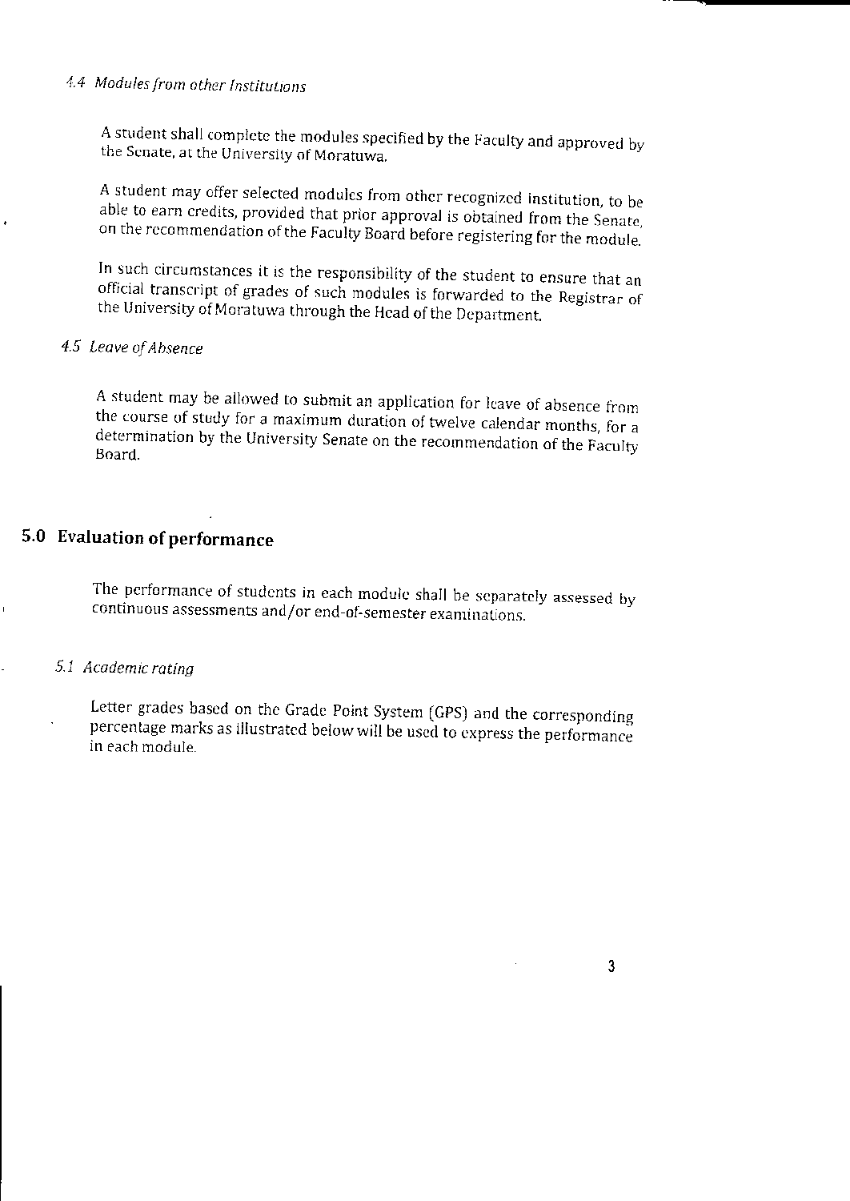### 4.4 *Modules from other Institutions*

A student shall complete the modules specified by the Faculty and approved by the Senate, at the University of Moratuwa.

A student may offer selected modules from other recognized institution, to be able to earn credits, provided that prior approval is obtained from the Senate, on the recommendation of the Faculty Board before registering for the module.

In such circumstances it is the responsibility of the student to ensure that an official transcript of grades of such modules is forwarded to the Registrar of the University of Moratuwa through the Head of the Department.

### 4.5 *Leave of Absence*

A student may be allowed to submit an application for leave of absence from the course of study for a maximum duration of twelve calendar months, for a determination by the University Senate on the recommendation of the Faculty Board.

## 5.0 Evaluation of performance

The performance of students in each module shall be separately assessed by continuous assessments and/or end-of-semester examinations.

### 5.1 *Academic rating*

Letter grades based on the Grade Point System (GPS) and the corresponding percentage marks as illustrated below will be used to express the performance in each module.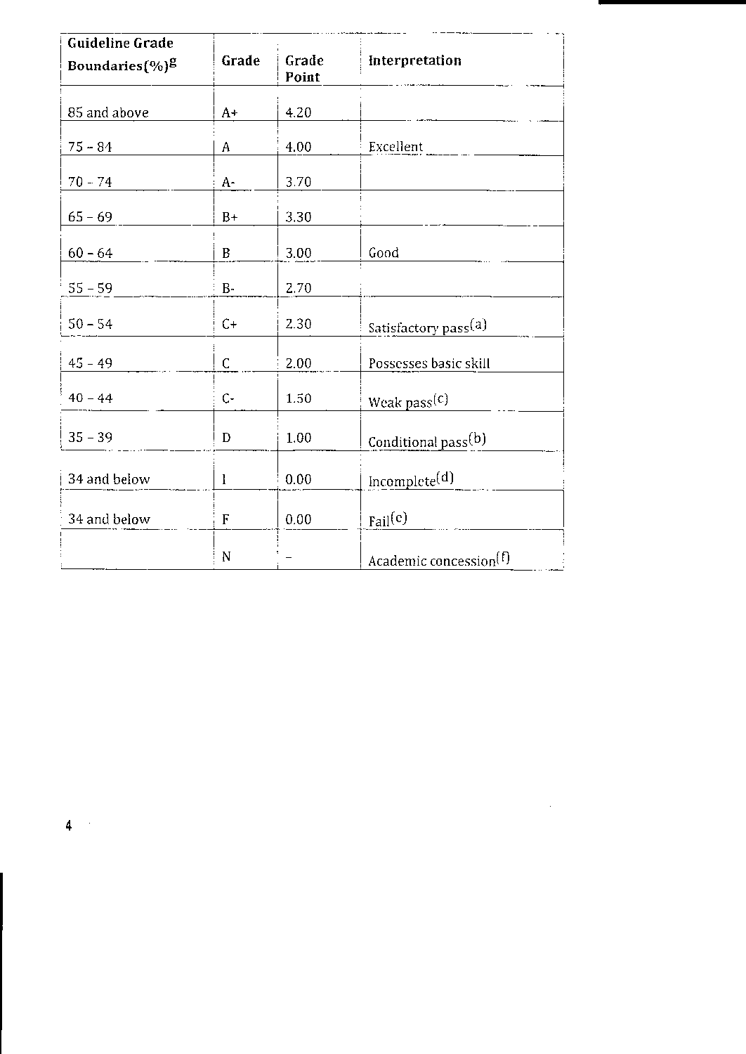| Guideline Grade Boundaries(%)[g] | Grade | Grade Point | Interpretation |
|---|---|---|---|
| 85 and above | A+ | 4.20 | |
| 75 - 84 | A | 4.00 | Excellent |
| 70 - 74 | A- | 3.70 | |
| 65 - 69 | B+ | 3.30 | |
| 60 - 64 | B | 3.00 | Good |
| 55 - 59 | B- | 2.70 | |
| 50 - 54 | C+ | 2.30 | Satisfactory pass[a] |
| 45 - 49 | C | 2.00 | Possesses basic skill |
| 40 - 44 | C- | 1.50 | Weak pass[c] |
| 35 - 39 | D | 1.00 | Conditional pass[b] |
| 34 and below | I | 0.00 | Incomplete[d] |
| 34 and below | F | 0.00 | Fail[e] |
| | N | - | Academic concession[f] |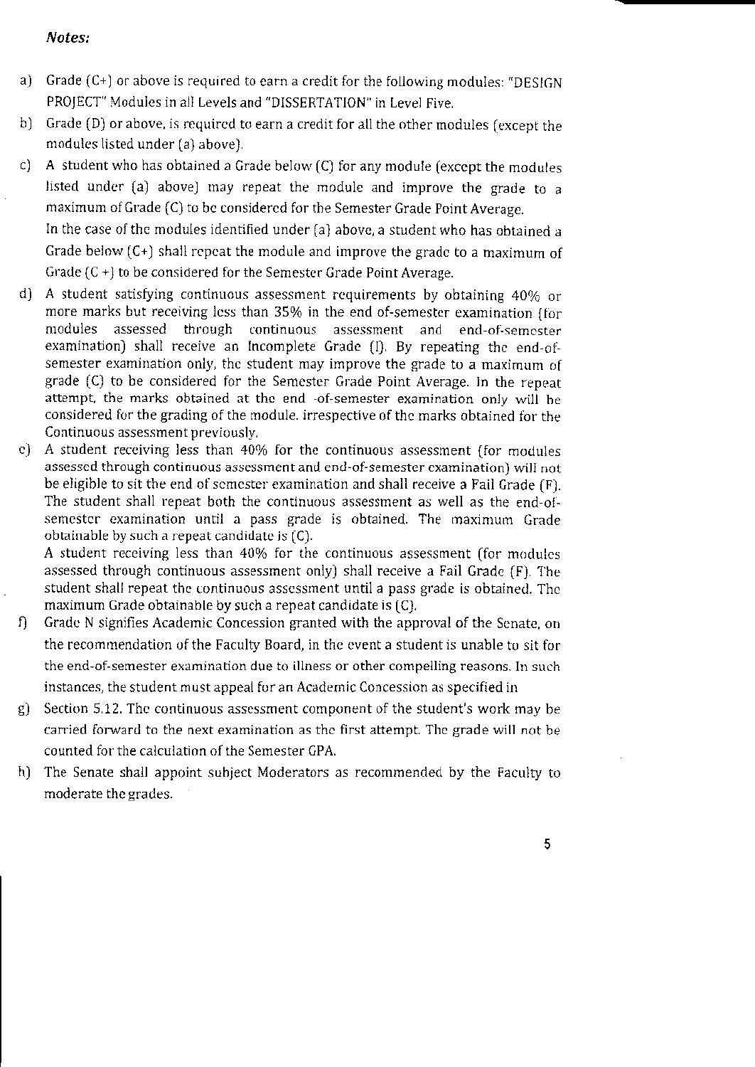***Notes:***

a) Grade (C+) or above is required to earn a credit for the following modules: "DESIGN PROJECT" Modules in all Levels and "DISSERTATION" in Level Five.

b) Grade (D) or above, is required to earn a credit for all the other modules (except the modules listed under (a) above).

c) A student who has obtained a Grade below (C) for any module (except the modules listed under (a) above) may repeat the module and improve the grade to a maximum of Grade (C) to be considered for the Semester Grade Point Average.

   In the case of the modules identified under (a) above, a student who has obtained a Grade below (C+) shall repeat the module and improve the grade to a maximum of Grade (C +) to be considered for the Semester Grade Point Average.

d) A student satisfying continuous assessment requirements by obtaining 40% or more marks but receiving less than 35% in the end of-semester examination (for modules assessed through continuous assessment and end-of-semester examination) shall receive an Incomplete Grade (I). By repeating the end-of-semester examination only, the student may improve the grade to a maximum of grade (C) to be considered for the Semester Grade Point Average. In the repeat attempt, the marks obtained at the end -of-semester examination only will be considered for the grading of the module. irrespective of the marks obtained for the Continuous assessment previously.

e) A student receiving less than 40% for the continuous assessment (for modules assessed through continuous assessment and end-of-semester examination) will not be eligible to sit the end of semester examination and shall receive a Fail Grade (F). The student shall repeat both the continuous assessment as well as the end-of-semester examination until a pass grade is obtained. The maximum Grade obtainable by such a repeat candidate is (C).

   A student receiving less than 40% for the continuous assessment (for modules assessed through continuous assessment only) shall receive a Fail Grade (F). The student shall repeat the continuous assessment until a pass grade is obtained. The maximum Grade obtainable by such a repeat candidate is (C).

f) Grade N signifies Academic Concession granted with the approval of the Senate, on the recommendation of the Faculty Board, in the event a student is unable to sit for the end-of-semester examination due to illness or other compelling reasons. In such instances, the student must appeal for an Academic Concession as specified in

g) Section 5.12. The continuous assessment component of the student's work may be carried forward to the next examination as the first attempt. The grade will not be counted for the calculation of the Semester GPA.

h) The Senate shall appoint subject Moderators as recommended by the Faculty to moderate the grades.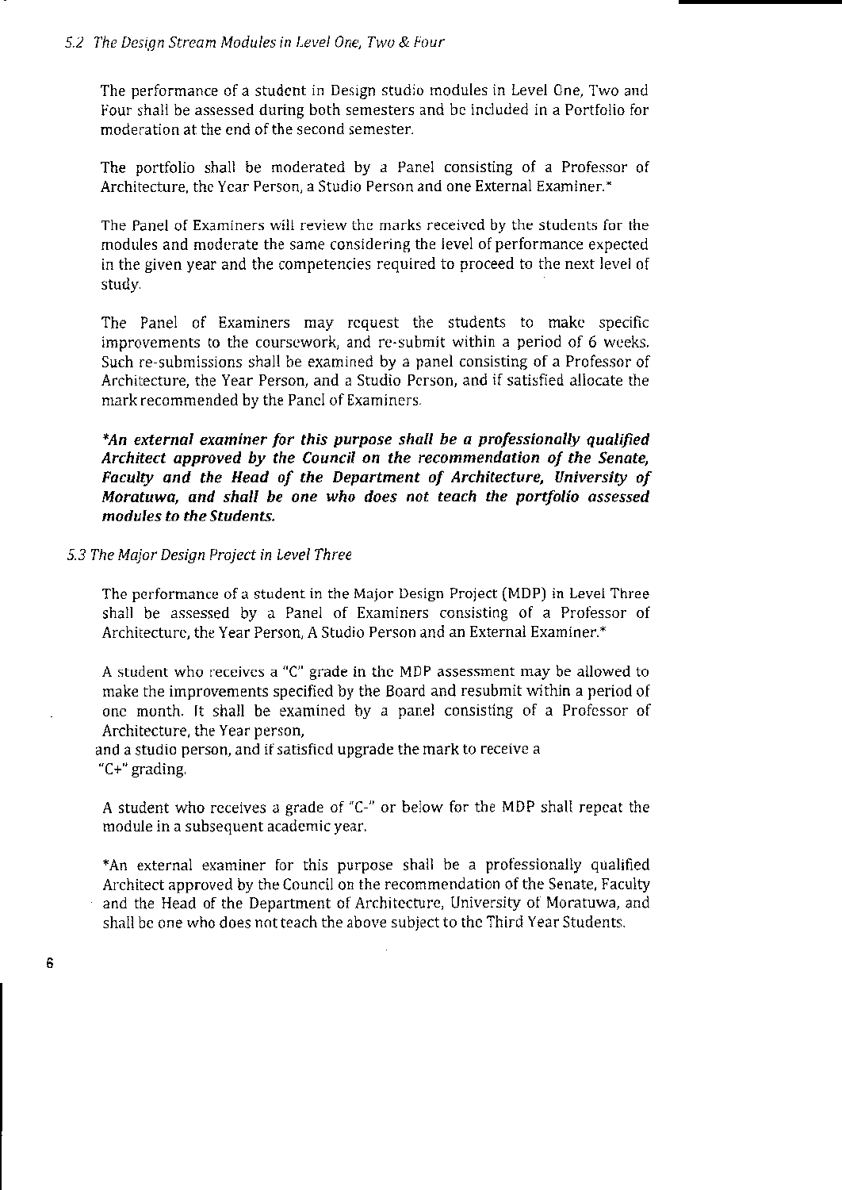### *5.2 The Design Stream Modules in Level One, Two & Four*

The performance of a student in Design studio modules in Level One, Two and Four shall be assessed during both semesters and be included in a Portfolio for moderation at the end of the second semester.

The portfolio shall be moderated by a Panel consisting of a Professor of Architecture, the Year Person, a Studio Person and one External Examiner.*

The Panel of Examiners will review the marks received by the students for the modules and moderate the same considering the level of performance expected in the given year and the competencies required to proceed to the next level of study.

The Panel of Examiners may request the students to make specific improvements to the coursework, and re-submit within a period of 6 weeks. Such re-submissions shall be examined by a panel consisting of a Professor of Architecture, the Year Person, and a Studio Person, and if satisfied allocate the mark recommended by the Panel of Examiners.

***An external examiner for this purpose shall be a professionally qualified Architect approved by the Council on the recommendation of the Senate, Faculty and the Head of the Department of Architecture, University of Moratuwa, and shall be one who does not teach the portfolio assessed modules to the Students.***

### *5.3 The Major Design Project in Level Three*

The performance of a student in the Major Design Project (MDP) in Level Three shall be assessed by a Panel of Examiners consisting of a Professor of Architecture, the Year Person, A Studio Person and an External Examiner.*

A student who receives a "C" grade in the MDP assessment may be allowed to make the improvements specified by the Board and resubmit within a period of one month. It shall be examined by a panel consisting of a Professor of Architecture, the Year person, and a studio person, and if satisfied upgrade the mark to receive a "C+" grading.

A student who receives a grade of "C-" or below for the MDP shall repeat the module in a subsequent academic year.

*An external examiner for this purpose shall be a professionally qualified Architect approved by the Council on the recommendation of the Senate, Faculty and the Head of the Department of Architecture, University of Moratuwa, and shall be one who does not teach the above subject to the Third Year Students.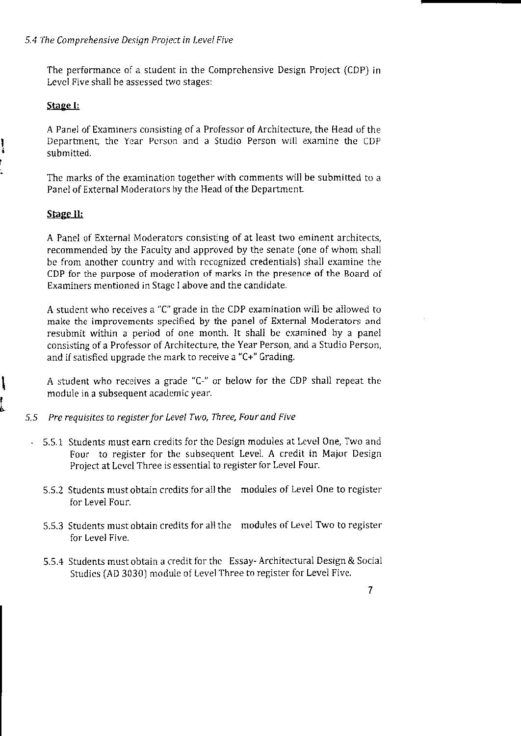### *5.4 The Comprehensive Design Project in Level Five*

The performance of a student in the Comprehensive Design Project (CDP) in Level Five shall be assessed two stages:

**Stage I:**

A Panel of Examiners consisting of a Professor of Architecture, the Head of the Department, the Year Person and a Studio Person will examine the CDP submitted.

The marks of the examination together with comments will be submitted to a Panel of External Moderators by the Head of the Department.

**Stage II:**

A Panel of External Moderators consisting of at least two eminent architects, recommended by the Faculty and approved by the senate (one of whom shall be from another country and with recognized credentials) shall examine the CDP for the purpose of moderation of marks in the presence of the Board of Examiners mentioned in Stage I above and the candidate.

A student who receives a "C" grade in the CDP examination will be allowed to make the improvements specified by the panel of External Moderators and resubmit within a period of one month. It shall be examined by a panel consisting of a Professor of Architecture, the Year Person, and a Studio Person, and if satisfied upgrade the mark to receive a "C+" Grading.

A student who receives a grade "C-" or below for the CDP shall repeat the module in a subsequent academic year.

### *5.5 Pre requisites to register for Level Two, Three, Four and Five*

5.5.1 Students must earn credits for the Design modules at Level One, Two and Four to register for the subsequent Level. A credit in Major Design Project at Level Three is essential to register for Level Four.

5.5.2 Students must obtain credits for all the modules of Level One to register for Level Four.

5.5.3 Students must obtain credits for all the modules of Level Two to register for Level Five.

5.5.4 Students must obtain a credit for the Essay- Architectural Design & Social Studies (AD 3030) module of Level Three to register for Level Five.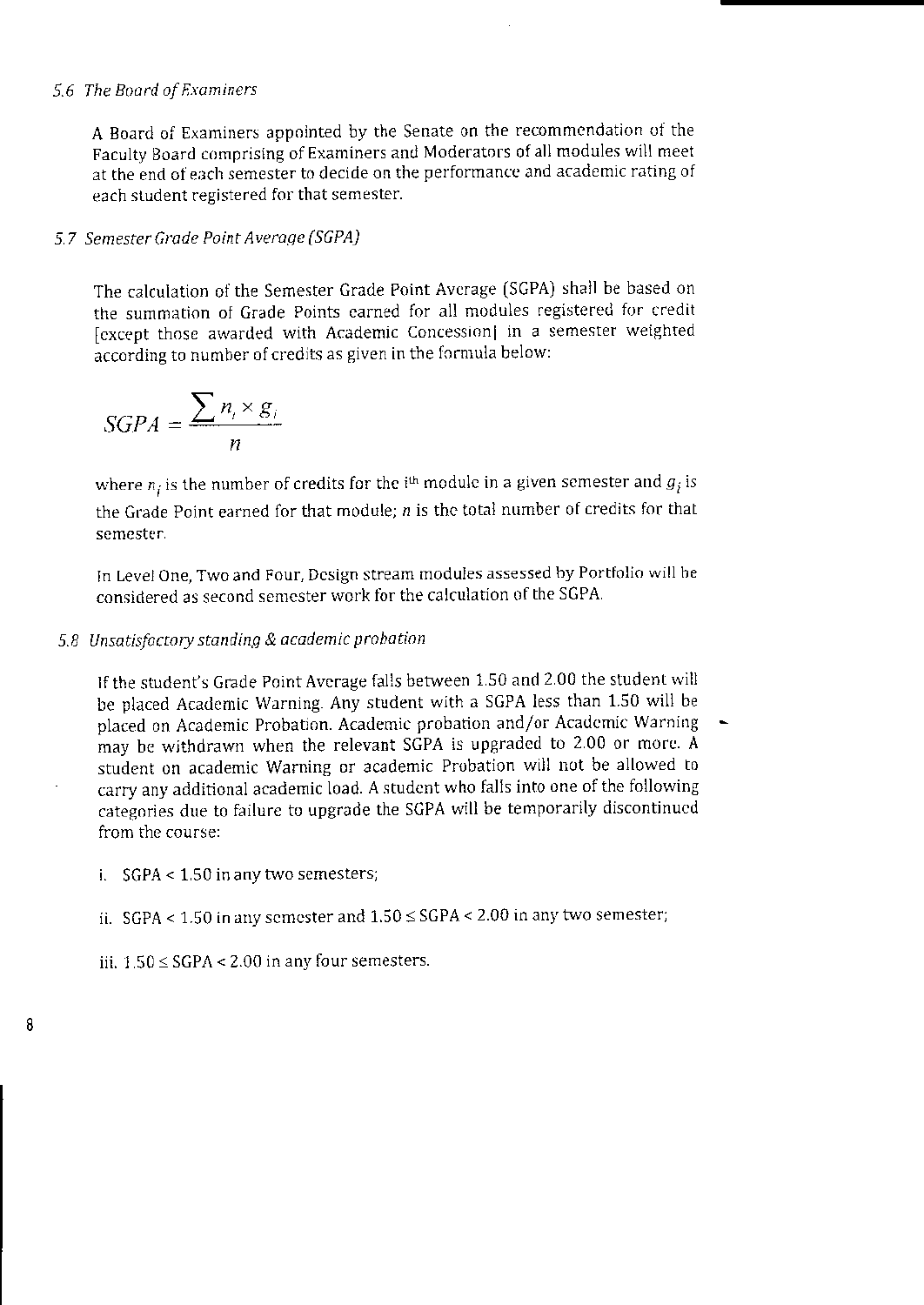### *5.6 The Board of Examiners*

A Board of Examiners appointed by the Senate on the recommendation of the Faculty Board comprising of Examiners and Moderators of all modules will meet at the end of each semester to decide on the performance and academic rating of each student registered for that semester.

### *5.7 Semester Grade Point Average (SGPA)*

The calculation of the Semester Grade Point Average (SGPA) shall be based on the summation of Grade Points earned for all modules registered for credit [except those awarded with Academic Concession] in a semester weighted according to number of credits as given in the formula below:

$$SGPA = \frac{\sum n_i \times g_i}{n}$$

where $n_i$ is the number of credits for the i[th] module in a given semester and $g_i$ is the Grade Point earned for that module; $n$ is the total number of credits for that semester.

In Level One, Two and Four, Design stream modules assessed by Portfolio will be considered as second semester work for the calculation of the SGPA.

### *5.8 Unsatisfactory standing & academic probation*

If the student's Grade Point Average falls between 1.50 and 2.00 the student will be placed Academic Warning. Any student with a SGPA less than 1.50 will be placed on Academic Probation. Academic probation and/or Academic Warning may be withdrawn when the relevant SGPA is upgraded to 2.00 or more. A student on academic Warning or academic Probation will not be allowed to carry any additional academic load. A student who falls into one of the following categories due to failure to upgrade the SGPA will be temporarily discontinued from the course:

i. SGPA < 1.50 in any two semesters;

ii. SGPA < 1.50 in any semester and 1.50 ≤ SGPA < 2.00 in any two semester;

iii. 1.50 ≤ SGPA < 2.00 in any four semesters.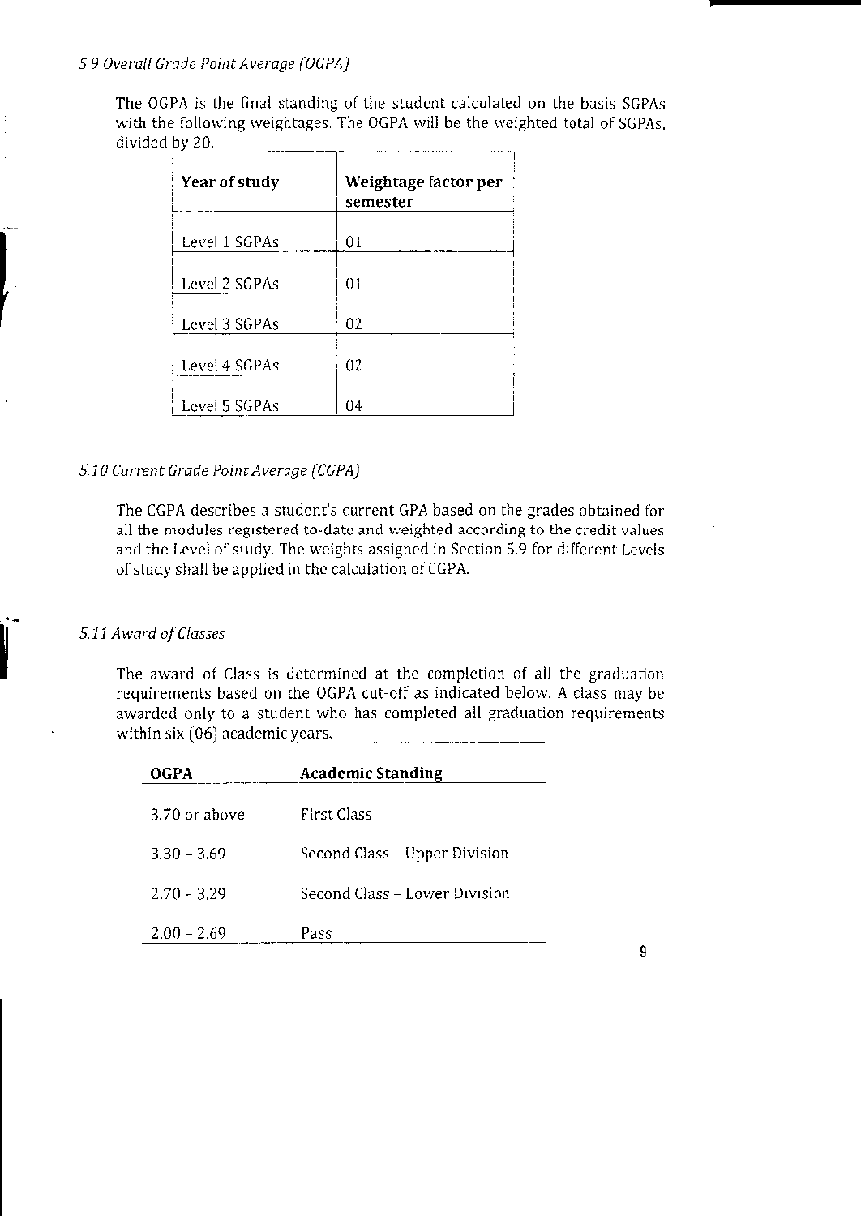### *5.9 Overall Grade Point Average (OGPA)*

The OGPA is the final standing of the student calculated on the basis SGPAs with the following weightages. The OGPA will be the weighted total of SGPAs, divided by 20.

| Year of study | Weightage factor per semester |
|---|---|
| Level 1 SGPAs | 01 |
| Level 2 SGPAs | 01 |
| Level 3 SGPAs | 02 |
| Level 4 SGPAs | 02 |
| Level 5 SGPAs | 04 |

### *5.10 Current Grade Point Average (CGPA)*

The CGPA describes a student's current GPA based on the grades obtained for all the modules registered to-date and weighted according to the credit values and the Level of study. The weights assigned in Section 5.9 for different Levels of study shall be applied in the calculation of CGPA.

### *5.11 Award of Classes*

The award of Class is determined at the completion of all the graduation requirements based on the OGPA cut-off as indicated below. A class may be awarded only to a student who has completed all graduation requirements within six (06) academic years.

| OGPA | Academic Standing |
|---|---|
| 3.70 or above | First Class |
| 3.30 – 3.69 | Second Class – Upper Division |
| 2.70 - 3.29 | Second Class – Lower Division |
| 2.00 – 2.69 | Pass |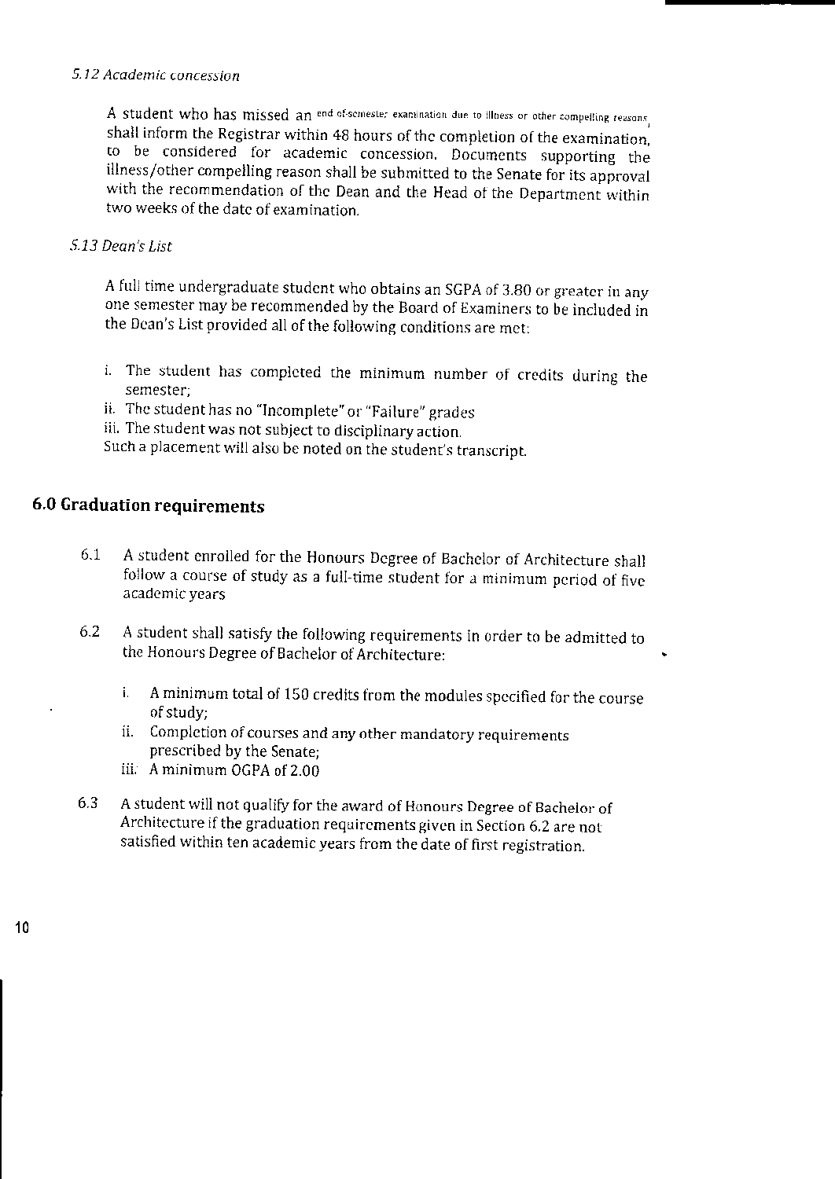*5.12 Academic concession*

A student who has missed an end of-semester examination due to illness or other compelling reasons shall inform the Registrar within 48 hours of the completion of the examination, to be considered for academic concession. Documents supporting the illness/other compelling reason shall be submitted to the Senate for its approval with the recommendation of the Dean and the Head of the Department within two weeks of the date of examination.

*5.13 Dean's List*

A full time undergraduate student who obtains an SGPA of 3.80 or greater in any one semester may be recommended by the Board of Examiners to be included in the Dean's List provided all of the following conditions are met:

i. The student has completed the minimum number of credits during the semester;
ii. The student has no "Incomplete" or "Failure" grades
iii. The student was not subject to disciplinary action.

Such a placement will also be noted on the student's transcript.

## 6.0 Graduation requirements

6.1 A student enrolled for the Honours Degree of Bachelor of Architecture shall follow a course of study as a full-time student for a minimum period of five academic years

6.2 A student shall satisfy the following requirements in order to be admitted to the Honours Degree of Bachelor of Architecture:

i. A minimum total of 150 credits from the modules specified for the course of study;
ii. Completion of courses and any other mandatory requirements prescribed by the Senate;
iii. A minimum OGPA of 2.00

6.3 A student will not qualify for the award of Honours Degree of Bachelor of Architecture if the graduation requirements given in Section 6.2 are not satisfied within ten academic years from the date of first registration.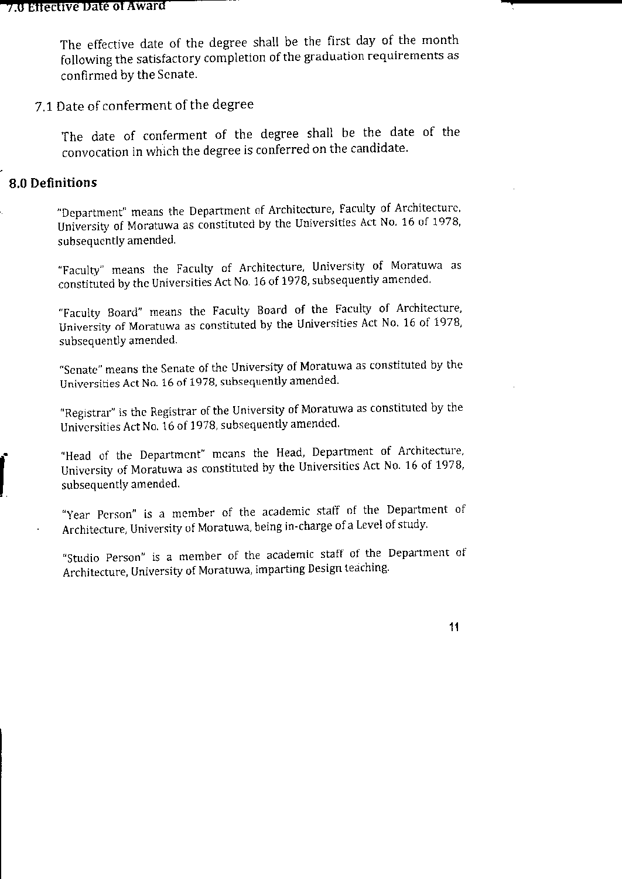## 7.0 Effective Date of Award

The effective date of the degree shall be the first day of the month following the satisfactory completion of the graduation requirements as confirmed by the Senate.

### 7.1 Date of conferment of the degree

The date of conferment of the degree shall be the date of the convocation in which the degree is conferred on the candidate.

## 8.0 Definitions

"Department" means the Department of Architecture, Faculty of Architecture, University of Moratuwa as constituted by the Universities Act No. 16 of 1978, subsequently amended.

"Faculty" means the Faculty of Architecture, University of Moratuwa as constituted by the Universities Act No. 16 of 1978, subsequently amended.

"Faculty Board" means the Faculty Board of the Faculty of Architecture, University of Moratuwa as constituted by the Universities Act No. 16 of 1978, subsequently amended.

"Senate" means the Senate of the University of Moratuwa as constituted by the Universities Act No. 16 of 1978, subsequently amended.

"Registrar" is the Registrar of the University of Moratuwa as constituted by the Universities Act No. 16 of 1978, subsequently amended.

"Head of the Department" means the Head, Department of Architecture, University of Moratuwa as constituted by the Universities Act No. 16 of 1978, subsequently amended.

"Year Person" is a member of the academic staff of the Department of Architecture, University of Moratuwa, being in-charge of a Level of study.

"Studio Person" is a member of the academic staff of the Department of Architecture, University of Moratuwa, imparting Design teaching.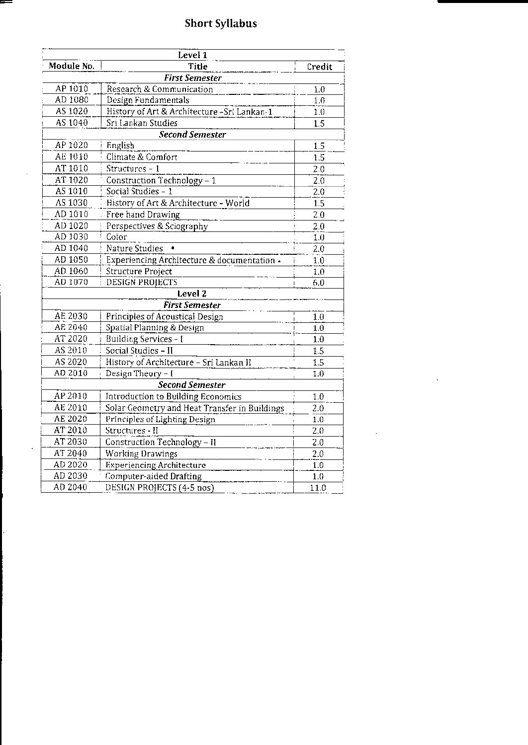# Short Syllabus

| Module No. | Title | Credit |
|---|---|---|
| **Level 1** | | |
| ***First Semester*** | | |
| AP 1010 | Research & Communication | 1.0 |
| AD 1080 | Design Fundamentals | 1.0 |
| AS 1020 | History of Art & Architecture -Sri Lankan-1 | 1.0 |
| AS 1040 | Sri Lankan Studies | 1.5 |
| ***Second Semester*** | | |
| AP 1020 | English | 1.5 |
| AE 1010 | Climate & Comfort | 1.5 |
| AT 1010 | Structures - 1 | 2.0 |
| AT 1020 | Construction Technology – 1 | 2.0 |
| AS 1010 | Social Studies – 1 | 2.0 |
| AS 1030 | History of Art & Architecture - World | 1.5 |
| AD 1010 | Free hand Drawing | 2.0 |
| AD 1020 | Perspectives & Sciography | 2.0 |
| AD 1030 | Color | 1.0 |
| AD 1040 | Nature Studies | 2.0 |
| AD 1050 | Experiencing Architecture & documentation | 1.0 |
| AD 1060 | Structure Project | 1.0 |
| AD 1070 | DESIGN PROJECTS | 6.0 |
| **Level 2** | | |
| ***First Semester*** | | |
| AE 2030 | Principles of Acoustical Design | 1.0 |
| AE 2040 | Spatial Planning & Design | 1.0 |
| AT 2020 | Building Services - I | 1.0 |
| AS 2010 | Social Studies – II | 1.5 |
| AS 2020 | History of Architecture – Sri Lankan II | 1.5 |
| AD 2010 | Design Theory – I | 1.0 |
| ***Second Semester*** | | |
| AP 2010 | Introduction to Building Economics | 1.0 |
| AE 2010 | Solar Geometry and Heat Transfer in Buildings | 2.0 |
| AE 2020 | Principles of Lighting Design | 1.0 |
| AT 2010 | Structures - II | 2.0 |
| AT 2030 | Construction Technology – II | 2.0 |
| AT 2040 | Working Drawings | 2.0 |
| AD 2020 | Experiencing Architecture | 1.0 |
| AD 2030 | Computer-aided Drafting | 1.0 |
| AD 2040 | DESIGN PROJECTS (4-5 nos) | 11.0 |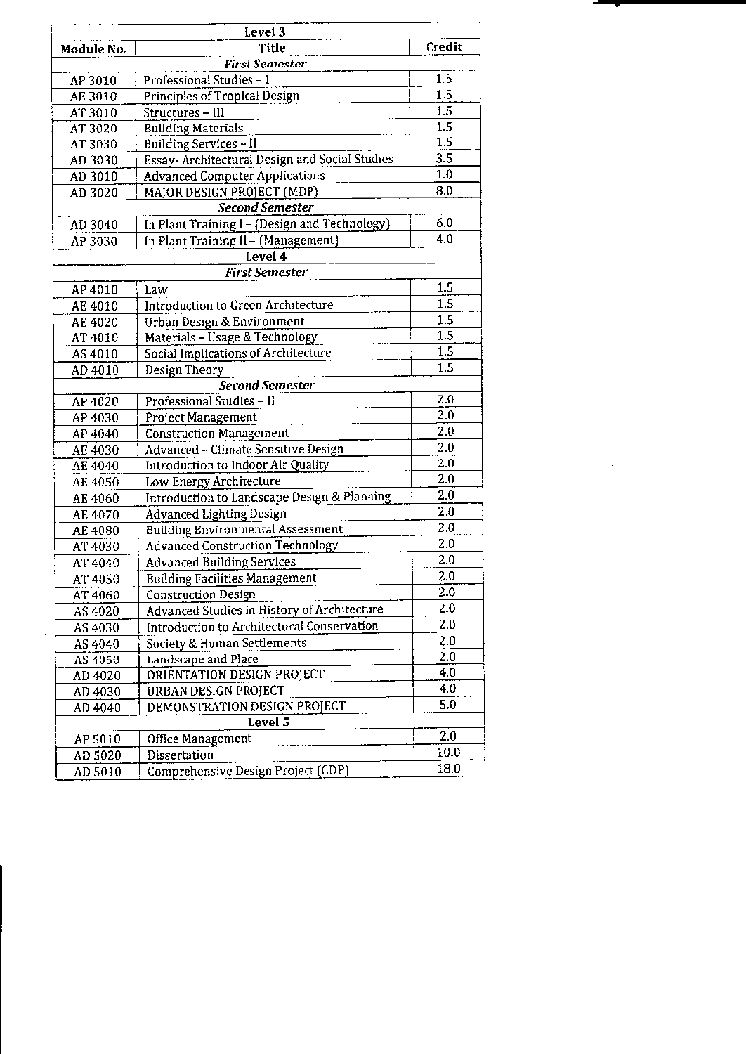| Level 3 | | |
|---|---|---|
| **Module No.** | **Title** | **Credit** |
| ***First Semester*** | | |
| AP 3010 | Professional Studies – I | 1.5 |
| AE 3010 | Principles of Tropical Design | 1.5 |
| AT 3010 | Structures – III | 1.5 |
| AT 3020 | Building Materials | 1.5 |
| AT 3030 | Building Services – II | 1.5 |
| AD 3030 | Essay- Architectural Design and Social Studies | 3.5 |
| AD 3010 | Advanced Computer Applications | 1.0 |
| AD 3020 | MAJOR DESIGN PROJECT (MDP) | 8.0 |
| ***Second Semester*** | | |
| AD 3040 | In Plant Training I – (Design and Technology) | 6.0 |
| AP 3030 | In Plant Training II – (Management) | 4.0 |
| **Level 4** | | |
| ***First Semester*** | | |
| AP 4010 | Law | 1.5 |
| AE 4010 | Introduction to Green Architecture | 1.5 |
| AE 4020 | Urban Design & Environment | 1.5 |
| AT 4010 | Materials – Usage & Technology | 1.5 |
| AS 4010 | Social Implications of Architecture | 1.5 |
| AD 4010 | Design Theory | 1.5 |
| ***Second Semester*** | | |
| AP 4020 | Professional Studies – II | 2.0 |
| AP 4030 | Project Management | 2.0 |
| AP 4040 | Construction Management | 2.0 |
| AE 4030 | Advanced – Climate Sensitive Design | 2.0 |
| AE 4040 | Introduction to Indoor Air Quality | 2.0 |
| AE 4050 | Low Energy Architecture | 2.0 |
| AE 4060 | Introduction to Landscape Design & Planning | 2.0 |
| AE 4070 | Advanced Lighting Design | 2.0 |
| AE 4080 | Building Environmental Assessment | 2.0 |
| AT 4030 | Advanced Construction Technology | 2.0 |
| AT 4040 | Advanced Building Services | 2.0 |
| AT 4050 | Building Facilities Management | 2.0 |
| AT 4060 | Construction Design | 2.0 |
| AS 4020 | Advanced Studies in History of Architecture | 2.0 |
| AS 4030 | Introduction to Architectural Conservation | 2.0 |
| AS 4040 | Society & Human Settlements | 2.0 |
| AS 4050 | Landscape and Place | 2.0 |
| AD 4020 | ORIENTATION DESIGN PROJECT | 4.0 |
| AD 4030 | URBAN DESIGN PROJECT | 4.0 |
| AD 4040 | DEMONSTRATION DESIGN PROJECT | 5.0 |
| **Level 5** | | |
| AP 5010 | Office Management | 2.0 |
| AD 5020 | Dissertation | 10.0 |
| AD 5010 | Comprehensive Design Project (CDP) | 18.0 |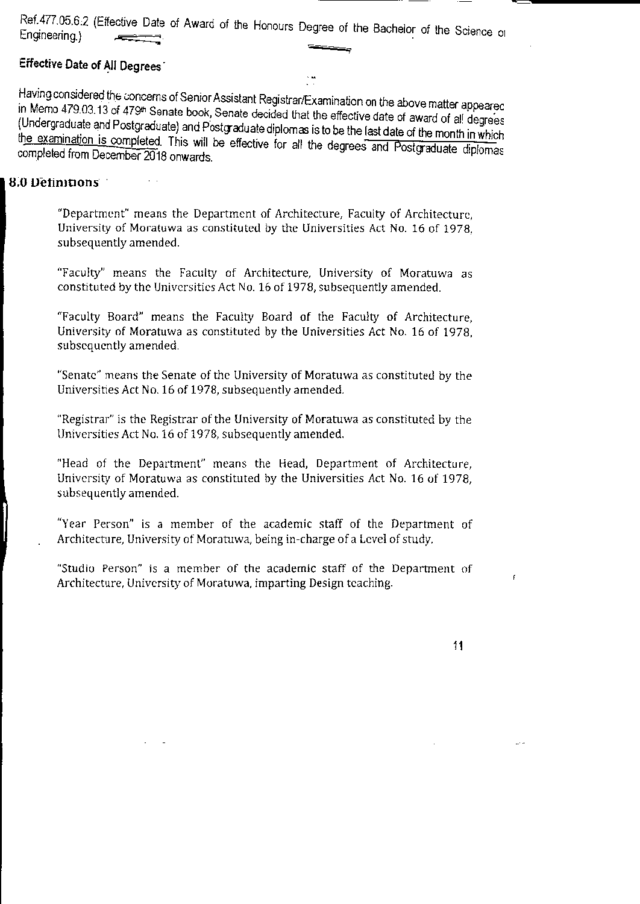Ref.477.05.6.2 (Effective Date of Award of the Honours Degree of the Bachelor of the Science of Engineering.)

**Effective Date of All Degrees**

Having considered the concerns of Senior Assistant Registrar/Examination on the above matter appeared in Memo 479.03.13 of 479th Senate book, Senate decided that the effective date of award of all degrees (Undergraduate and Postgraduate) and Postgraduate diplomas is to be the last date of the month in which the examination is completed. This will be effective for all the degrees and Postgraduate diplomas completed from December 2018 onwards.

## 8.0 Definitions

"Department" means the Department of Architecture, Faculty of Architecture, University of Moratuwa as constituted by the Universities Act No. 16 of 1978, subsequently amended.

"Faculty" means the Faculty of Architecture, University of Moratuwa as constituted by the Universities Act No. 16 of 1978, subsequently amended.

"Faculty Board" means the Faculty Board of the Faculty of Architecture, University of Moratuwa as constituted by the Universities Act No. 16 of 1978, subsequently amended.

"Senate" means the Senate of the University of Moratuwa as constituted by the Universities Act No. 16 of 1978, subsequently amended.

"Registrar" is the Registrar of the University of Moratuwa as constituted by the Universities Act No. 16 of 1978, subsequently amended.

"Head of the Department" means the Head, Department of Architecture, University of Moratuwa as constituted by the Universities Act No. 16 of 1978, subsequently amended.

"Year Person" is a member of the academic staff of the Department of Architecture, University of Moratuwa, being in-charge of a Level of study.

"Studio Person" is a member of the academic staff of the Department of Architecture, University of Moratuwa, imparting Design teaching.